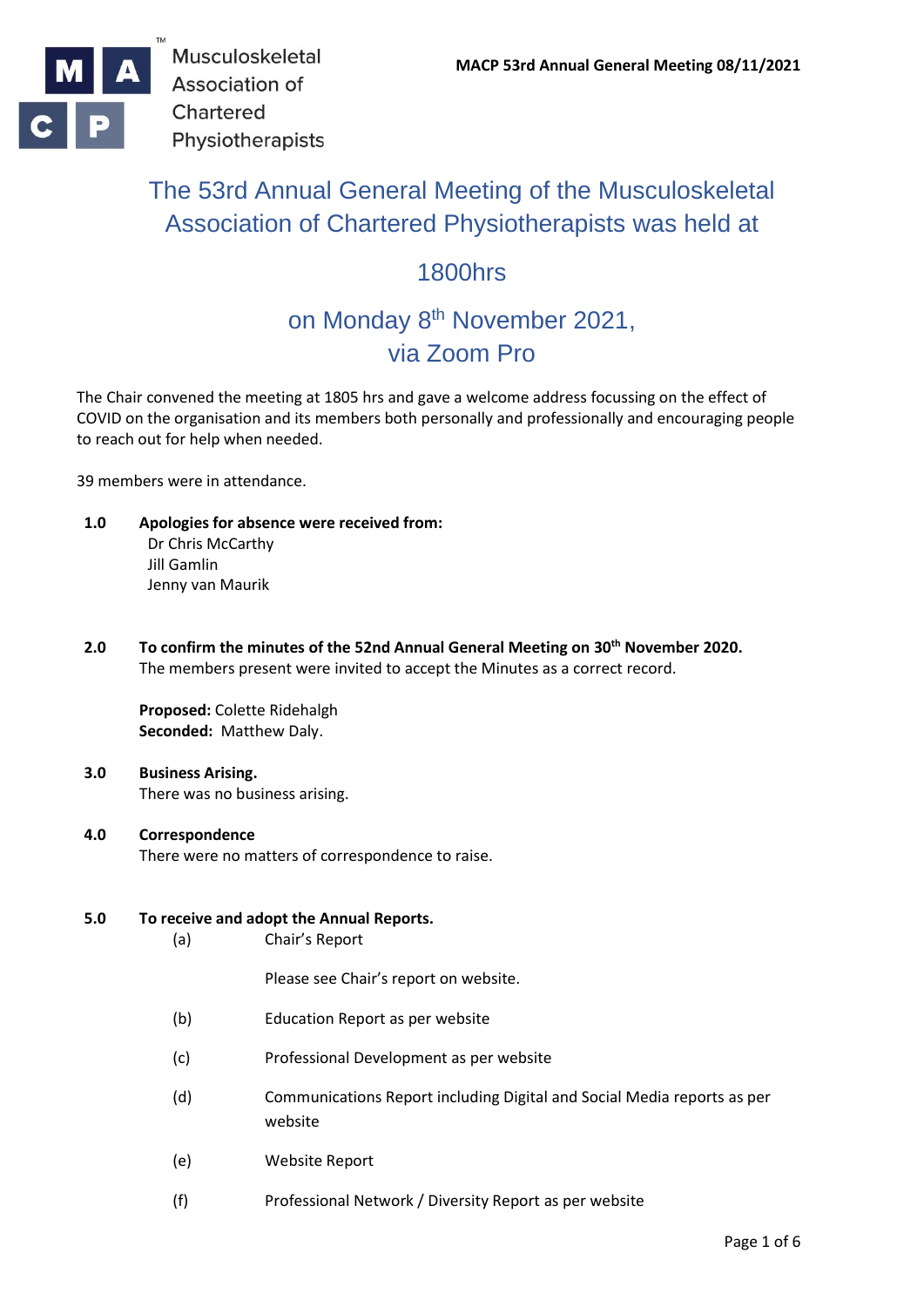# The 53rd Annual General Meeting of the Musculoskeletal Association of Chartered Physiotherapists was held at

# 1800hrs

# on Monday 8th November 2021, via Zoom Pro

The Chair convened the meeting at 1805 hrs and gave a welcome address focussing on the effect of COVID on the organisation and its members both personally and professionally and encouraging people to reach out for help when needed.

39 members were in attendance.

**1.0 Apologies for absence were received from:**

Dr Chris McCarthy
Jill Gamlin
Jenny van Maurik

**2.0 To confirm the minutes of the 52nd Annual General Meeting on 30th November 2020.**

The members present were invited to accept the Minutes as a correct record.

**Proposed:** Colette Ridehalgh
**Seconded:** Matthew Daly.

**3.0 Business Arising.**

There was no business arising.

**4.0 Correspondence**

There were no matters of correspondence to raise.

**5.0 To receive and adopt the Annual Reports.**

(a) Chair's Report

Please see Chair's report on website.

(b) Education Report as per website

(c) Professional Development as per website

(d) Communications Report including Digital and Social Media reports as per website

(e) Website Report

(f) Professional Network / Diversity Report as per website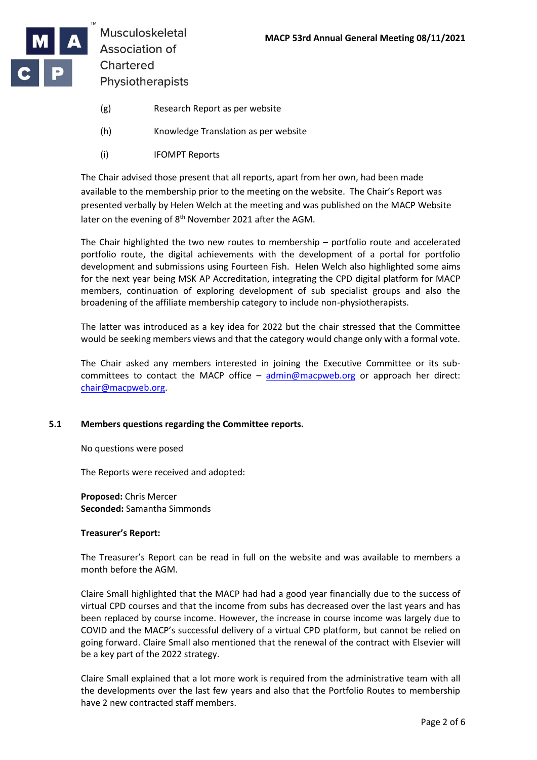(g) Research Report as per website

(h) Knowledge Translation as per website

(i) IFOMPT Reports

The Chair advised those present that all reports, apart from her own, had been made available to the membership prior to the meeting on the website. The Chair's Report was presented verbally by Helen Welch at the meeting and was published on the MACP Website later on the evening of 8th November 2021 after the AGM.

The Chair highlighted the two new routes to membership – portfolio route and accelerated portfolio route, the digital achievements with the development of a portal for portfolio development and submissions using Fourteen Fish. Helen Welch also highlighted some aims for the next year being MSK AP Accreditation, integrating the CPD digital platform for MACP members, continuation of exploring development of sub specialist groups and also the broadening of the affiliate membership category to include non-physiotherapists.

The latter was introduced as a key idea for 2022 but the chair stressed that the Committee would be seeking members views and that the category would change only with a formal vote.

The Chair asked any members interested in joining the Executive Committee or its sub-committees to contact the MACP office – admin@macpweb.org or approach her direct: chair@macpweb.org.

## 5.1 Members questions regarding the Committee reports.

No questions were posed

The Reports were received and adopted:

**Proposed:** Chris Mercer
**Seconded:** Samantha Simmonds

**Treasurer's Report:**

The Treasurer's Report can be read in full on the website and was available to members a month before the AGM.

Claire Small highlighted that the MACP had had a good year financially due to the success of virtual CPD courses and that the income from subs has decreased over the last years and has been replaced by course income. However, the increase in course income was largely due to COVID and the MACP's successful delivery of a virtual CPD platform, but cannot be relied on going forward. Claire Small also mentioned that the renewal of the contract with Elsevier will be a key part of the 2022 strategy.

Claire Small explained that a lot more work is required from the administrative team with all the developments over the last few years and also that the Portfolio Routes to membership have 2 new contracted staff members.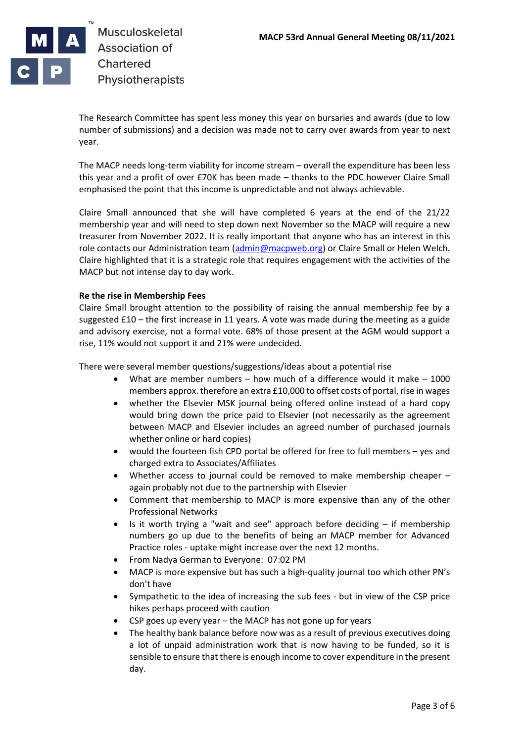The Research Committee has spent less money this year on bursaries and awards (due to low number of submissions) and a decision was made not to carry over awards from year to next year.

The MACP needs long-term viability for income stream – overall the expenditure has been less this year and a profit of over £70K has been made – thanks to the PDC however Claire Small emphasised the point that this income is unpredictable and not always achievable.

Claire Small announced that she will have completed 6 years at the end of the 21/22 membership year and will need to step down next November so the MACP will require a new treasurer from November 2022. It is really important that anyone who has an interest in this role contacts our Administration team (admin@macpweb.org) or Claire Small or Helen Welch. Claire highlighted that it is a strategic role that requires engagement with the activities of the MACP but not intense day to day work.

**Re the rise in Membership Fees**
Claire Small brought attention to the possibility of raising the annual membership fee by a suggested £10 – the first increase in 11 years. A vote was made during the meeting as a guide and advisory exercise, not a formal vote. 68% of those present at the AGM would support a rise, 11% would not support it and 21% were undecided.

There were several member questions/suggestions/ideas about a potential rise

- What are member numbers – how much of a difference would it make – 1000 members approx. therefore an extra £10,000 to offset costs of portal, rise in wages
- whether the Elsevier MSK journal being offered online instead of a hard copy would bring down the price paid to Elsevier (not necessarily as the agreement between MACP and Elsevier includes an agreed number of purchased journals whether online or hard copies)
- would the fourteen fish CPD portal be offered for free to full members – yes and charged extra to Associates/Affiliates
- Whether access to journal could be removed to make membership cheaper – again probably not due to the partnership with Elsevier
- Comment that membership to MACP is more expensive than any of the other Professional Networks
- Is it worth trying a "wait and see" approach before deciding – if membership numbers go up due to the benefits of being an MACP member for Advanced Practice roles - uptake might increase over the next 12 months.
- From Nadya German to Everyone: 07:02 PM
- MACP is more expensive but has such a high-quality journal too which other PN's don't have
- Sympathetic to the idea of increasing the sub fees - but in view of the CSP price hikes perhaps proceed with caution
- CSP goes up every year – the MACP has not gone up for years
- The healthy bank balance before now was as a result of previous executives doing a lot of unpaid administration work that is now having to be funded, so it is sensible to ensure that there is enough income to cover expenditure in the present day.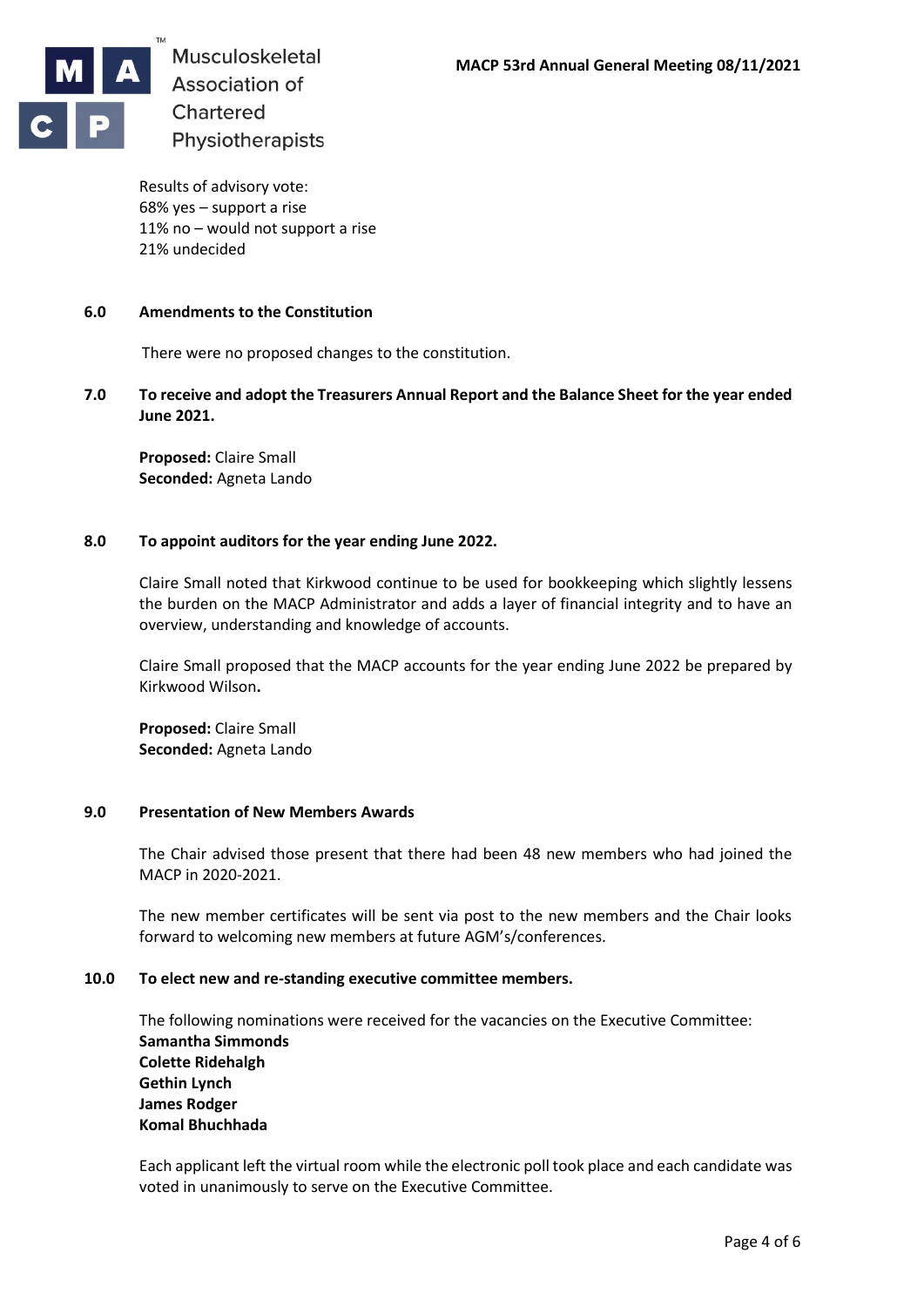Results of advisory vote:
68% yes – support a rise
11% no – would not support a rise
21% undecided

## 6.0 Amendments to the Constitution

There were no proposed changes to the constitution.

## 7.0 To receive and adopt the Treasurers Annual Report and the Balance Sheet for the year ended June 2021.

**Proposed:** Claire Small
**Seconded:** Agneta Lando

## 8.0 To appoint auditors for the year ending June 2022.

Claire Small noted that Kirkwood continue to be used for bookkeeping which slightly lessens the burden on the MACP Administrator and adds a layer of financial integrity and to have an overview, understanding and knowledge of accounts.

Claire Small proposed that the MACP accounts for the year ending June 2022 be prepared by Kirkwood Wilson**.**

**Proposed:** Claire Small
**Seconded:** Agneta Lando

## 9.0 Presentation of New Members Awards

The Chair advised those present that there had been 48 new members who had joined the MACP in 2020-2021.

The new member certificates will be sent via post to the new members and the Chair looks forward to welcoming new members at future AGM's/conferences.

## 10.0 To elect new and re-standing executive committee members.

The following nominations were received for the vacancies on the Executive Committee:
**Samantha Simmonds**
**Colette Ridehalgh**
**Gethin Lynch**
**James Rodger**
**Komal Bhuchhada**

Each applicant left the virtual room while the electronic poll took place and each candidate was voted in unanimously to serve on the Executive Committee.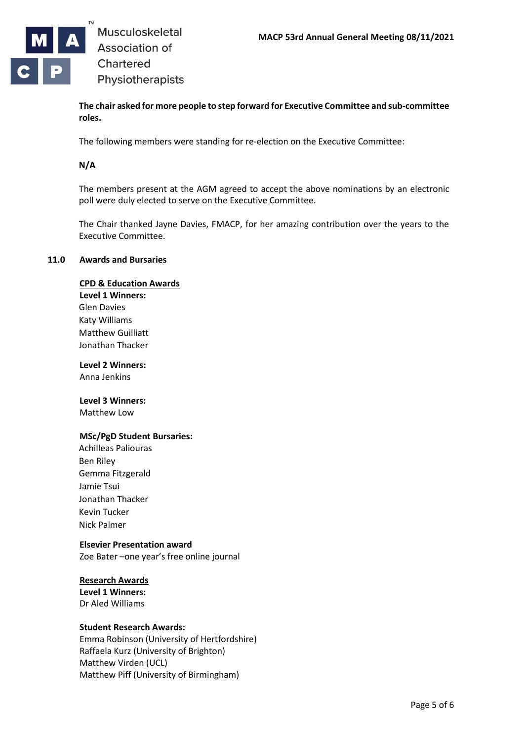**The chair asked for more people to step forward for Executive Committee and sub-committee roles.**

The following members were standing for re-election on the Executive Committee:

**N/A**

The members present at the AGM agreed to accept the above nominations by an electronic poll were duly elected to serve on the Executive Committee.

The Chair thanked Jayne Davies, FMACP, for her amazing contribution over the years to the Executive Committee.

## 11.0 Awards and Bursaries

**CPD & Education Awards**

**Level 1 Winners:**
Glen Davies
Katy Williams
Matthew Guilliatt
Jonathan Thacker

**Level 2 Winners:**
Anna Jenkins

**Level 3 Winners:**
Matthew Low

**MSc/PgD Student Bursaries:**
Achilleas Paliouras
Ben Riley
Gemma Fitzgerald
Jamie Tsui
Jonathan Thacker
Kevin Tucker
Nick Palmer

**Elsevier Presentation award**
Zoe Bater –one year's free online journal

**Research Awards**

**Level 1 Winners:**
Dr Aled Williams

**Student Research Awards:**
Emma Robinson (University of Hertfordshire)
Raffaela Kurz (University of Brighton)
Matthew Virden (UCL)
Matthew Piff (University of Birmingham)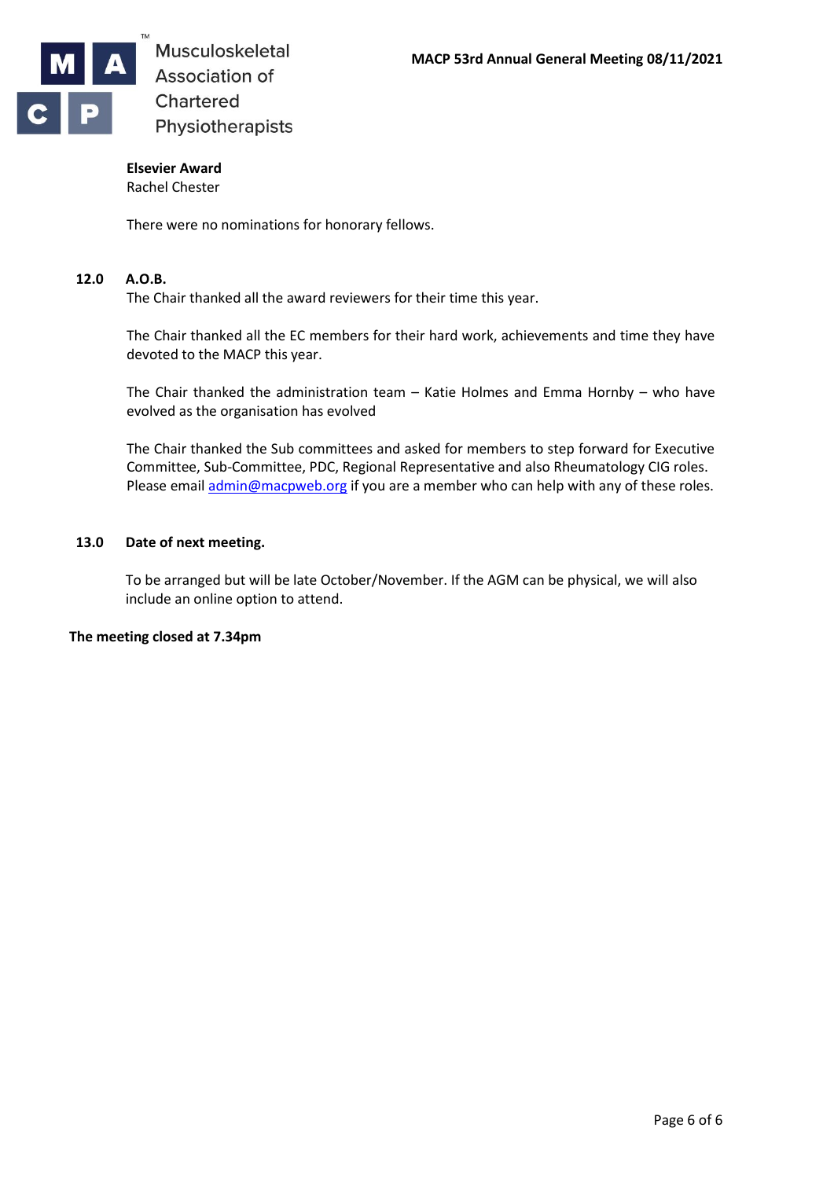**Elsevier Award**
Rachel Chester

There were no nominations for honorary fellows.

## 12.0 A.O.B.

The Chair thanked all the award reviewers for their time this year.

The Chair thanked all the EC members for their hard work, achievements and time they have devoted to the MACP this year.

The Chair thanked the administration team – Katie Holmes and Emma Hornby – who have evolved as the organisation has evolved

The Chair thanked the Sub committees and asked for members to step forward for Executive Committee, Sub-Committee, PDC, Regional Representative and also Rheumatology CIG roles. Please email admin@macpweb.org if you are a member who can help with any of these roles.

## 13.0 Date of next meeting.

To be arranged but will be late October/November. If the AGM can be physical, we will also include an online option to attend.

**The meeting closed at 7.34pm**